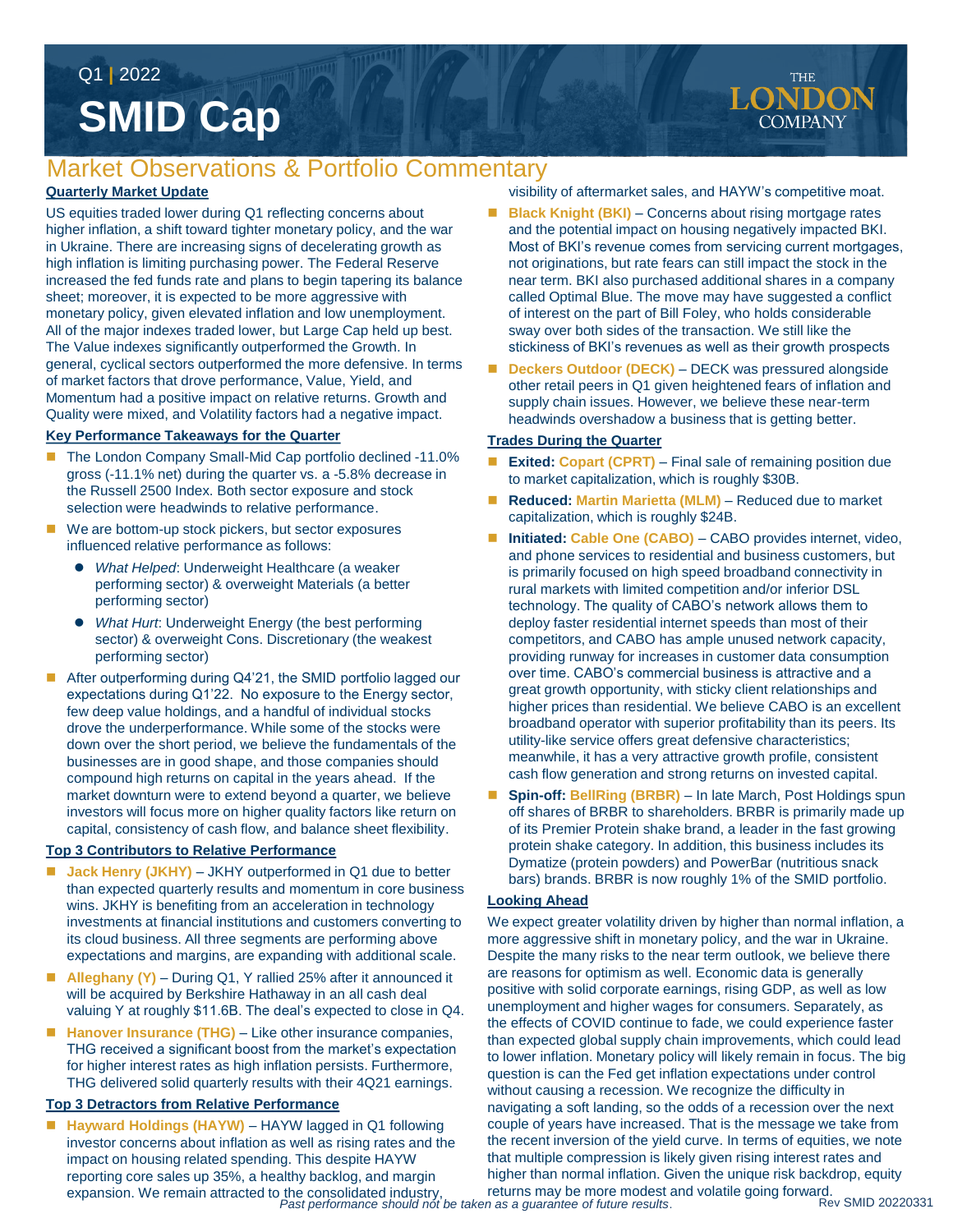Q1 | 2022

# SMID Cap

THE LONDON COMPANY

## Market Observations & Portfolio Commentary

### Quarterly Market Update

US equities traded lower during Q1 reflecting concerns about higher inflation, a shift toward tighter monetary policy, and the war in Ukraine. There are increasing signs of decelerating growth as high inflation is limiting purchasing power. The Federal Reserve increased the fed funds rate and plans to begin tapering its balance sheet; moreover, it is expected to be more aggressive with monetary policy, given elevated inflation and low unemployment. All of the major indexes traded lower, but Large Cap held up best. The Value indexes significantly outperformed the Growth. In general, cyclical sectors outperformed the more defensive. In terms of market factors that drove performance, Value, Yield, and Momentum had a positive impact on relative returns. Growth and Quality were mixed, and Volatility factors had a negative impact.

### Key Performance Takeaways for the Quarter

- The London Company Small-Mid Cap portfolio declined -11.0% gross (-11.1% net) during the quarter vs. a -5.8% decrease in the Russell 2500 Index. Both sector exposure and stock selection were headwinds to relative performance.
- We are bottom-up stock pickers, but sector exposures influenced relative performance as follows:
  - *What Helped*: Underweight Healthcare (a weaker performing sector) & overweight Materials (a better performing sector)
  - *What Hurt*: Underweight Energy (the best performing sector) & overweight Cons. Discretionary (the weakest performing sector)
- After outperforming during Q4'21, the SMID portfolio lagged our expectations during Q1'22. No exposure to the Energy sector, few deep value holdings, and a handful of individual stocks drove the underperformance. While some of the stocks were down over the short period, we believe the fundamentals of the businesses are in good shape, and those companies should compound high returns on capital in the years ahead. If the market downturn were to extend beyond a quarter, we believe investors will focus more on higher quality factors like return on capital, consistency of cash flow, and balance sheet flexibility.

### Top 3 Contributors to Relative Performance

- **Jack Henry (JKHY)** – JKHY outperformed in Q1 due to better than expected quarterly results and momentum in core business wins. JKHY is benefiting from an acceleration in technology investments at financial institutions and customers converting to its cloud business. All three segments are performing above expectations and margins, are expanding with additional scale.
- **Alleghany (Y)** – During Q1, Y rallied 25% after it announced it will be acquired by Berkshire Hathaway in an all cash deal valuing Y at roughly $11.6B. The deal's expected to close in Q4.
- **Hanover Insurance (THG)** – Like other insurance companies, THG received a significant boost from the market's expectation for higher interest rates as high inflation persists. Furthermore, THG delivered solid quarterly results with their 4Q21 earnings.

### Top 3 Detractors from Relative Performance

- **Hayward Holdings (HAYW)** – HAYW lagged in Q1 following investor concerns about inflation as well as rising rates and the impact on housing related spending. This despite HAYW reporting core sales up 35%, a healthy backlog, and margin expansion. We remain attracted to the consolidated industry, visibility of aftermarket sales, and HAYW's competitive moat.
- **Black Knight (BKI)** – Concerns about rising mortgage rates and the potential impact on housing negatively impacted BKI. Most of BKI's revenue comes from servicing current mortgages, not originations, but rate fears can still impact the stock in the near term. BKI also purchased additional shares in a company called Optimal Blue. The move may have suggested a conflict of interest on the part of Bill Foley, who holds considerable sway over both sides of the transaction. We still like the stickiness of BKI's revenues as well as their growth prospects
- **Deckers Outdoor (DECK)** – DECK was pressured alongside other retail peers in Q1 given heightened fears of inflation and supply chain issues. However, we believe these near-term headwinds overshadow a business that is getting better.

### Trades During the Quarter

- **Exited:** **Copart (CPRT)** – Final sale of remaining position due to market capitalization, which is roughly $30B.
- **Reduced:** **Martin Marietta (MLM)** – Reduced due to market capitalization, which is roughly $24B.
- **Initiated:** **Cable One (CABO)** – CABO provides internet, video, and phone services to residential and business customers, but is primarily focused on high speed broadband connectivity in rural markets with limited competition and/or inferior DSL technology. The quality of CABO's network allows them to deploy faster residential internet speeds than most of their competitors, and CABO has ample unused network capacity, providing runway for increases in customer data consumption over time. CABO's commercial business is attractive and a great growth opportunity, with sticky client relationships and higher prices than residential. We believe CABO is an excellent broadband operator with superior profitability than its peers. Its utility-like service offers great defensive characteristics; meanwhile, it has a very attractive growth profile, consistent cash flow generation and strong returns on invested capital.
- **Spin-off:** **BellRing (BRBR)** – In late March, Post Holdings spun off shares of BRBR to shareholders. BRBR is primarily made up of its Premier Protein shake brand, a leader in the fast growing protein shake category. In addition, this business includes its Dymatize (protein powders) and PowerBar (nutritious snack bars) brands. BRBR is now roughly 1% of the SMID portfolio.

### Looking Ahead

We expect greater volatility driven by higher than normal inflation, a more aggressive shift in monetary policy, and the war in Ukraine. Despite the many risks to the near term outlook, we believe there are reasons for optimism as well. Economic data is generally positive with solid corporate earnings, rising GDP, as well as low unemployment and higher wages for consumers. Separately, as the effects of COVID continue to fade, we could experience faster than expected global supply chain improvements, which could lead to lower inflation. Monetary policy will likely remain in focus. The big question is can the Fed get inflation expectations under control without causing a recession. We recognize the difficulty in navigating a soft landing, so the odds of a recession over the next couple of years have increased. That is the message we take from the recent inversion of the yield curve. In terms of equities, we note that multiple compression is likely given rising interest rates and higher than normal inflation. Given the unique risk backdrop, equity returns may be more modest and volatile going forward.

*Past performance should not be taken as a guarantee of future results.*

Rev SMID 20220331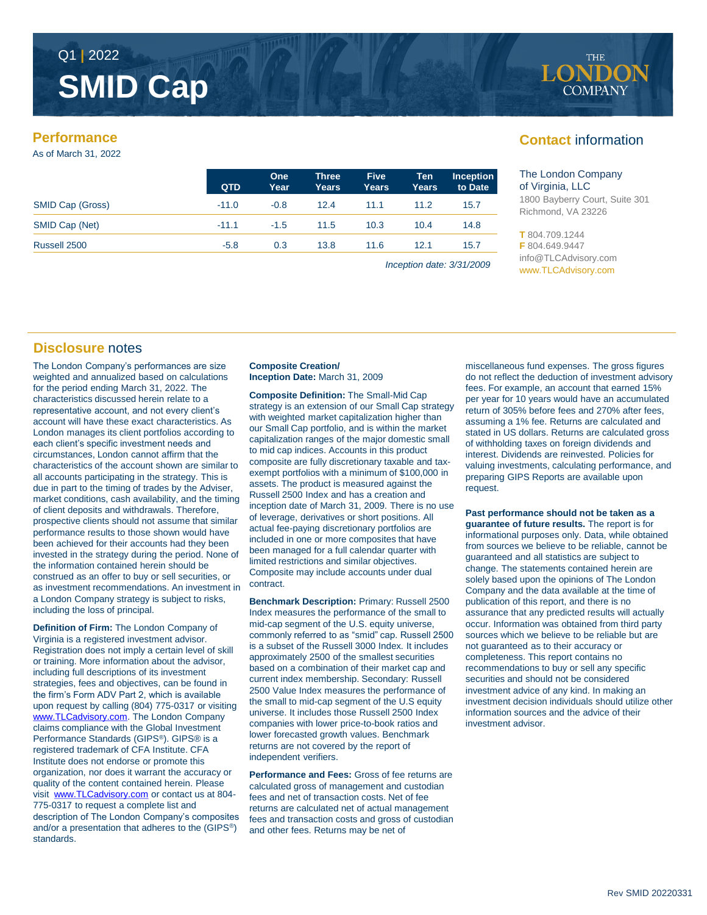Q1 | 2022

# SMID Cap

THE LONDON COMPANY

## Performance

As of March 31, 2022

| | QTD | One Year | Three Years | Five Years | Ten Years | Inception to Date |
|---|---|---|---|---|---|---|
| SMID Cap (Gross) | -11.0 | -0.8 | 12.4 | 11.1 | 11.2 | 15.7 |
| SMID Cap (Net) | -11.1 | -1.5 | 11.5 | 10.3 | 10.4 | 14.8 |
| Russell 2500 | -5.8 | 0.3 | 13.8 | 11.6 | 12.1 | 15.7 |

*Inception date: 3/31/2009*

## Contact information

The London Company
of Virginia, LLC
1800 Bayberry Court, Suite 301
Richmond, VA 23226

T 804.709.1244
F 804.649.9447
info@TLCAdvisory.com
www.TLCAdvisory.com

## Disclosure notes

The London Company's performances are size weighted and annualized based on calculations for the period ending March 31, 2022. The characteristics discussed herein relate to a representative account, and not every client's account will have these exact characteristics. As London manages its client portfolios according to each client's specific investment needs and circumstances, London cannot affirm that the characteristics of the account shown are similar to all accounts participating in the strategy. This is due in part to the timing of trades by the Adviser, market conditions, cash availability, and the timing of client deposits and withdrawals. Therefore, prospective clients should not assume that similar performance results to those shown would have been achieved for their accounts had they been invested in the strategy during the period. None of the information contained herein should be construed as an offer to buy or sell securities, or as investment recommendations. An investment in a London Company strategy is subject to risks, including the loss of principal.

**Definition of Firm:** The London Company of Virginia is a registered investment advisor. Registration does not imply a certain level of skill or training. More information about the advisor, including full descriptions of its investment strategies, fees and objectives, can be found in the firm's Form ADV Part 2, which is available upon request by calling (804) 775-0317 or visiting www.TLCadvisory.com. The London Company claims compliance with the Global Investment Performance Standards (GIPS®). GIPS® is a registered trademark of CFA Institute. CFA Institute does not endorse or promote this organization, nor does it warrant the accuracy or quality of the content contained herein. Please visit www.TLCadvisory.com or contact us at 804-775-0317 to request a complete list and description of The London Company's composites and/or a presentation that adheres to the (GIPS®) standards.

**Composite Creation/ Inception Date:** March 31, 2009

**Composite Definition:** The Small-Mid Cap strategy is an extension of our Small Cap strategy with weighted market capitalization higher than our Small Cap portfolio, and is within the market capitalization ranges of the major domestic small to mid cap indices. Accounts in this product composite are fully discretionary taxable and tax-exempt portfolios with a minimum of $100,000 in assets. The product is measured against the Russell 2500 Index and has a creation and inception date of March 31, 2009. There is no use of leverage, derivatives or short positions. All actual fee-paying discretionary portfolios are included in one or more composites that have been managed for a full calendar quarter with limited restrictions and similar objectives. Composite may include accounts under dual contract.

**Benchmark Description:** Primary: Russell 2500 Index measures the performance of the small to mid-cap segment of the U.S. equity universe, commonly referred to as "smid" cap. Russell 2500 is a subset of the Russell 3000 Index. It includes approximately 2500 of the smallest securities based on a combination of their market cap and current index membership. Secondary: Russell 2500 Value Index measures the performance of the small to mid-cap segment of the U.S equity universe. It includes those Russell 2500 Index companies with lower price-to-book ratios and lower forecasted growth values. Benchmark returns are not covered by the report of independent verifiers.

**Performance and Fees:** Gross of fee returns are calculated gross of management and custodian fees and net of transaction costs. Net of fee returns are calculated net of actual management fees and transaction costs and gross of custodian and other fees. Returns may be net of miscellaneous fund expenses. The gross figures do not reflect the deduction of investment advisory fees. For example, an account that earned 15% per year for 10 years would have an accumulated return of 305% before fees and 270% after fees, assuming a 1% fee. Returns are calculated and stated in US dollars. Returns are calculated gross of withholding taxes on foreign dividends and interest. Dividends are reinvested. Policies for valuing investments, calculating performance, and preparing GIPS Reports are available upon request.

**Past performance should not be taken as a guarantee of future results.** The report is for informational purposes only. Data, while obtained from sources we believe to be reliable, cannot be guaranteed and all statistics are subject to change. The statements contained herein are solely based upon the opinions of The London Company and the data available at the time of publication of this report, and there is no assurance that any predicted results will actually occur. Information was obtained from third party sources which we believe to be reliable but are not guaranteed as to their accuracy or completeness. This report contains no recommendations to buy or sell any specific securities and should not be considered investment advice of any kind. In making an investment decision individuals should utilize other information sources and the advice of their investment advisor.

Rev SMID 20220331